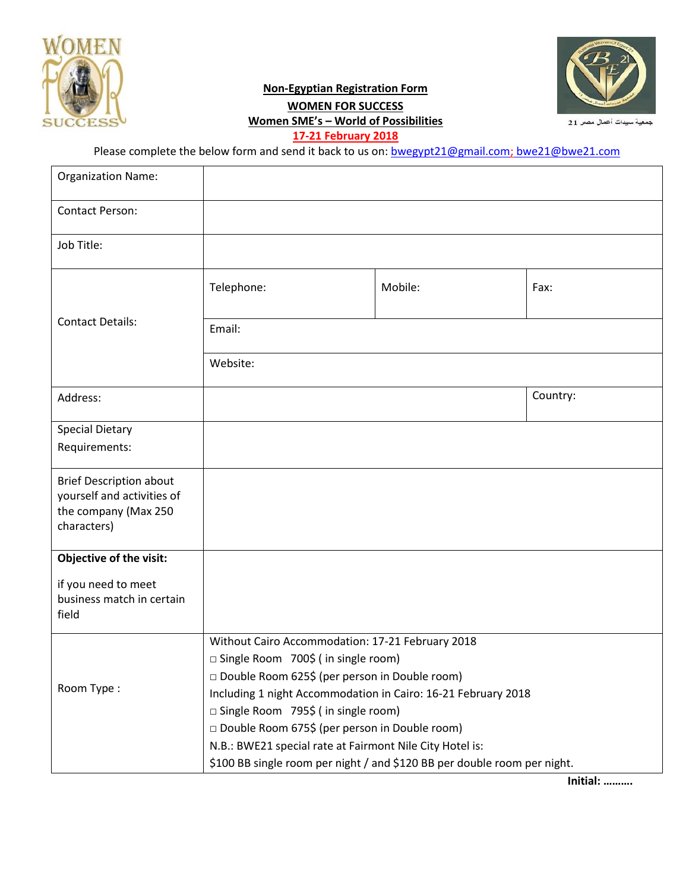## Non-Egyptian Registration Form

## WOMEN FOR SUCCESS

## Women SME's – World of Possibilities

**17-21 February 2018**

جمعية سيدات أعمال مصر 21

Please complete the below form and send it back to us on: bwegypt21@gmail.com; bwe21@bwe21.com

| | | | |
|---|---|---|---|
| Organization Name: | | | |
| Contact Person: | | | |
| Job Title: | | | |
| Contact Details: | Telephone: | Mobile: | Fax: |
| | Email: | | |
| | Website: | | |
| Address: | | | Country: |
| Special Dietary Requirements: | | | |
| Brief Description about yourself and activities of the company (Max 250 characters) | | | |
| **Objective of the visit:**<br><br>if you need to meet business match in certain field | | | |
| Room Type : | Without Cairo Accommodation: 17-21 February 2018<br>□ Single Room 700$ ( in single room)<br>□ Double Room 625$ (per person in Double room)<br>Including 1 night Accommodation in Cairo: 16-21 February 2018<br>□ Single Room 795$ ( in single room)<br>□ Double Room 675$ (per person in Double room)<br>N.B.: BWE21 special rate at Fairmont Nile City Hotel is:<br>$100 BB single room per night / and $120 BB per double room per night. | | |

**Initial: ……….**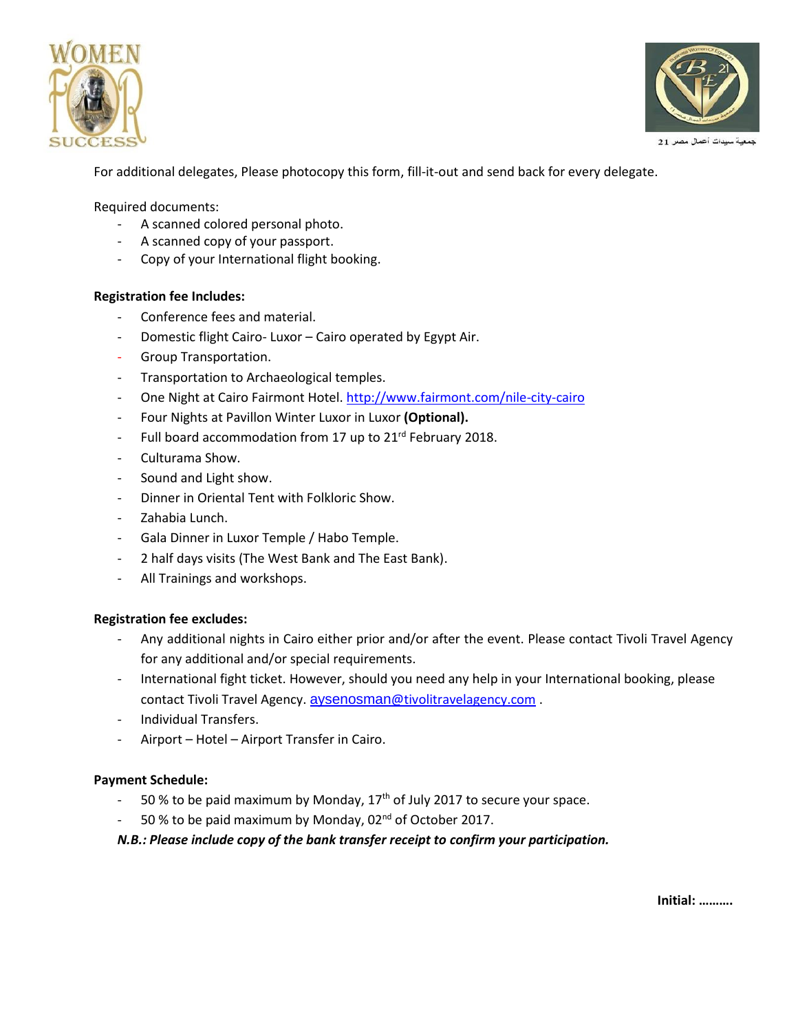For additional delegates, Please photocopy this form, fill-it-out and send back for every delegate.

Required documents:

- A scanned colored personal photo.
- A scanned copy of your passport.
- Copy of your International flight booking.

**Registration fee Includes:**

- Conference fees and material.
- Domestic flight Cairo- Luxor – Cairo operated by Egypt Air.
- Group Transportation.
- Transportation to Archaeological temples.
- One Night at Cairo Fairmont Hotel. http://www.fairmont.com/nile-city-cairo
- Four Nights at Pavillon Winter Luxor in Luxor **(Optional).**
- Full board accommodation from 17 up to 21rd February 2018.
- Culturama Show.
- Sound and Light show.
- Dinner in Oriental Tent with Folkloric Show.
- Zahabia Lunch.
- Gala Dinner in Luxor Temple / Habo Temple.
- 2 half days visits (The West Bank and The East Bank).
- All Trainings and workshops.

**Registration fee excludes:**

- Any additional nights in Cairo either prior and/or after the event. Please contact Tivoli Travel Agency for any additional and/or special requirements.
- International fight ticket. However, should you need any help in your International booking, please contact Tivoli Travel Agency. aysenosman@tivolitravelagency.com .
- Individual Transfers.
- Airport – Hotel – Airport Transfer in Cairo.

**Payment Schedule:**

- 50 % to be paid maximum by Monday, 17th of July 2017 to secure your space.
- 50 % to be paid maximum by Monday, 02nd of October 2017.

***N.B.: Please include copy of the bank transfer receipt to confirm your participation.***

**Initial: ……….**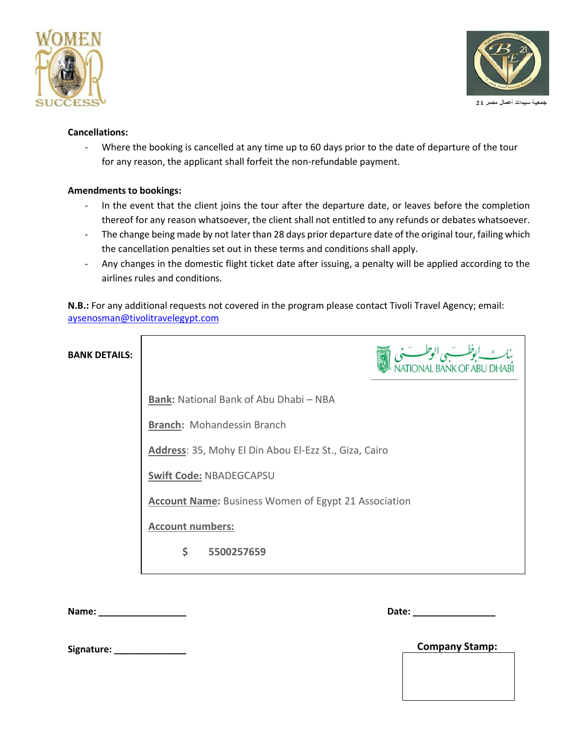**Cancellations:**

- Where the booking is cancelled at any time up to 60 days prior to the date of departure of the tour for any reason, the applicant shall forfeit the non-refundable payment.

**Amendments to bookings:**

- In the event that the client joins the tour after the departure date, or leaves before the completion thereof for any reason whatsoever, the client shall not entitled to any refunds or debates whatsoever.
- The change being made by not later than 28 days prior departure date of the original tour, failing which the cancellation penalties set out in these terms and conditions shall apply.
- Any changes in the domestic flight ticket date after issuing, a penalty will be applied according to the airlines rules and conditions.

**N.B.:** For any additional requests not covered in the program please contact Tivoli Travel Agency; email: aysenosman@tivolitravelegypt.com

**BANK DETAILS:**

**Bank:** National Bank of Abu Dhabi – NBA

**Branch:** Mohandessin Branch

**Address:** 35, Mohy El Din Abou El-Ezz St., Giza, Cairo

**Swift Code:** NBADEGCAPSU

**Account Name:** Business Women of Egypt 21 Association

**Account numbers:**

**$ 5500257659**

**Name:** ________________ **Date:** ________________

**Signature:** ______________ **Company Stamp:**